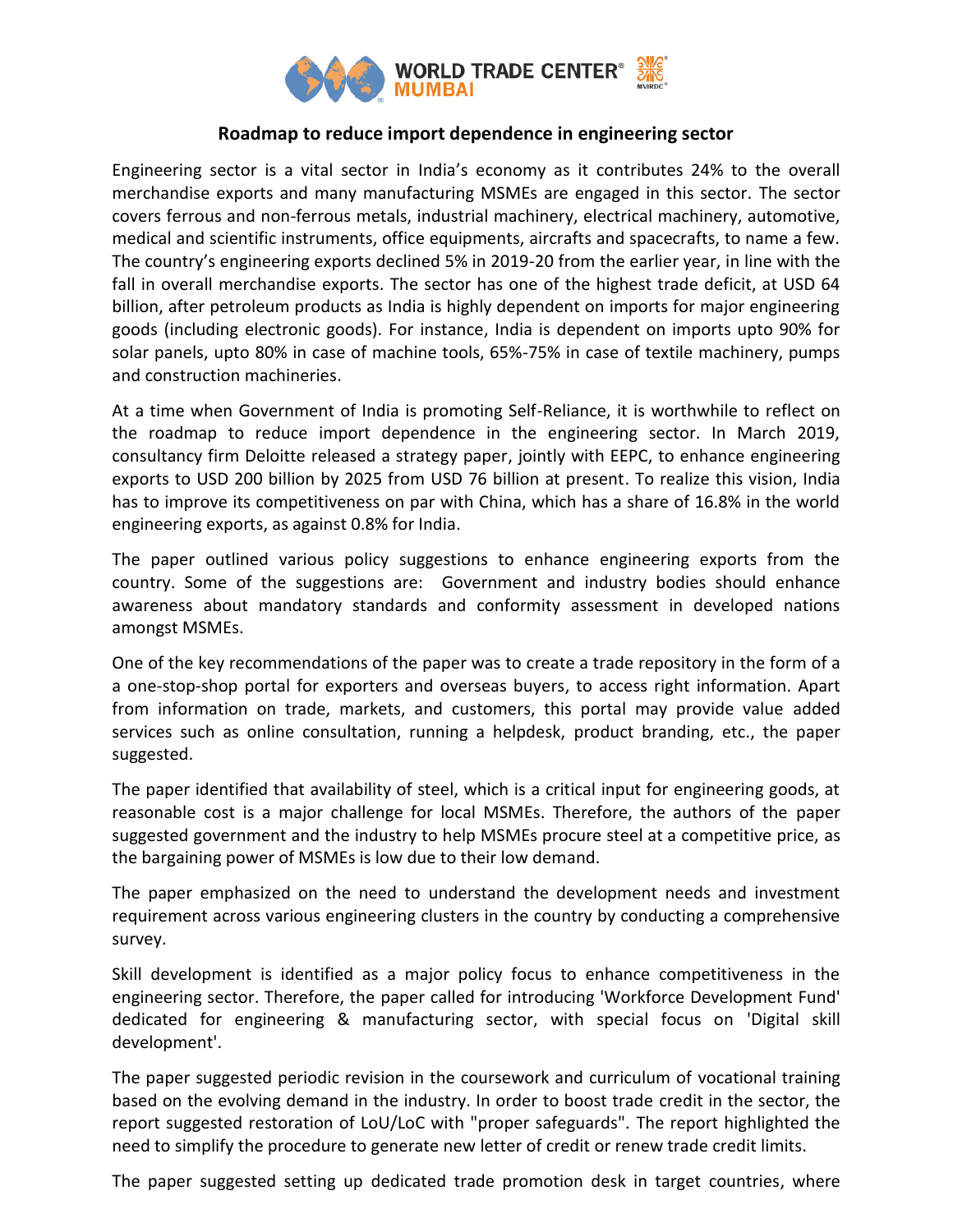# Roadmap to reduce import dependence in engineering sector

Engineering sector is a vital sector in India's economy as it contributes 24% to the overall merchandise exports and many manufacturing MSMEs are engaged in this sector. The sector covers ferrous and non-ferrous metals, industrial machinery, electrical machinery, automotive, medical and scientific instruments, office equipments, aircrafts and spacecrafts, to name a few. The country's engineering exports declined 5% in 2019-20 from the earlier year, in line with the fall in overall merchandise exports. The sector has one of the highest trade deficit, at USD 64 billion, after petroleum products as India is highly dependent on imports for major engineering goods (including electronic goods). For instance, India is dependent on imports upto 90% for solar panels, upto 80% in case of machine tools, 65%-75% in case of textile machinery, pumps and construction machineries.

At a time when Government of India is promoting Self-Reliance, it is worthwhile to reflect on the roadmap to reduce import dependence in the engineering sector. In March 2019, consultancy firm Deloitte released a strategy paper, jointly with EEPC, to enhance engineering exports to USD 200 billion by 2025 from USD 76 billion at present. To realize this vision, India has to improve its competitiveness on par with China, which has a share of 16.8% in the world engineering exports, as against 0.8% for India.

The paper outlined various policy suggestions to enhance engineering exports from the country. Some of the suggestions are: Government and industry bodies should enhance awareness about mandatory standards and conformity assessment in developed nations amongst MSMEs.

One of the key recommendations of the paper was to create a trade repository in the form of a a one-stop-shop portal for exporters and overseas buyers, to access right information. Apart from information on trade, markets, and customers, this portal may provide value added services such as online consultation, running a helpdesk, product branding, etc., the paper suggested.

The paper identified that availability of steel, which is a critical input for engineering goods, at reasonable cost is a major challenge for local MSMEs. Therefore, the authors of the paper suggested government and the industry to help MSMEs procure steel at a competitive price, as the bargaining power of MSMEs is low due to their low demand.

The paper emphasized on the need to understand the development needs and investment requirement across various engineering clusters in the country by conducting a comprehensive survey.

Skill development is identified as a major policy focus to enhance competitiveness in the engineering sector. Therefore, the paper called for introducing 'Workforce Development Fund' dedicated for engineering & manufacturing sector, with special focus on 'Digital skill development'.

The paper suggested periodic revision in the coursework and curriculum of vocational training based on the evolving demand in the industry. In order to boost trade credit in the sector, the report suggested restoration of LoU/LoC with "proper safeguards". The report highlighted the need to simplify the procedure to generate new letter of credit or renew trade credit limits.

The paper suggested setting up dedicated trade promotion desk in target countries, where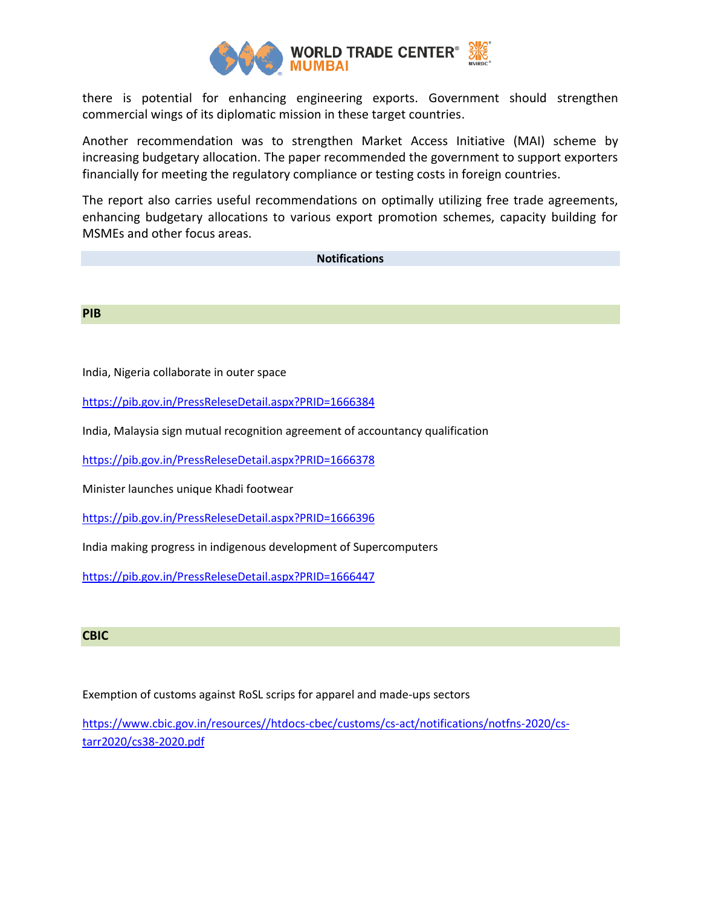there is potential for enhancing engineering exports. Government should strengthen commercial wings of its diplomatic mission in these target countries.

Another recommendation was to strengthen Market Access Initiative (MAI) scheme by increasing budgetary allocation. The paper recommended the government to support exporters financially for meeting the regulatory compliance or testing costs in foreign countries.

The report also carries useful recommendations on optimally utilizing free trade agreements, enhancing budgetary allocations to various export promotion schemes, capacity building for MSMEs and other focus areas.

## Notifications

### PIB

India, Nigeria collaborate in outer space

https://pib.gov.in/PressReleseDetail.aspx?PRID=1666384

India, Malaysia sign mutual recognition agreement of accountancy qualification

https://pib.gov.in/PressReleseDetail.aspx?PRID=1666378

Minister launches unique Khadi footwear

https://pib.gov.in/PressReleseDetail.aspx?PRID=1666396

India making progress in indigenous development of Supercomputers

https://pib.gov.in/PressReleseDetail.aspx?PRID=1666447

### CBIC

Exemption of customs against RoSL scrips for apparel and made-ups sectors

https://www.cbic.gov.in/resources//htdocs-cbec/customs/cs-act/notifications/notfns-2020/cs-tarr2020/cs38-2020.pdf